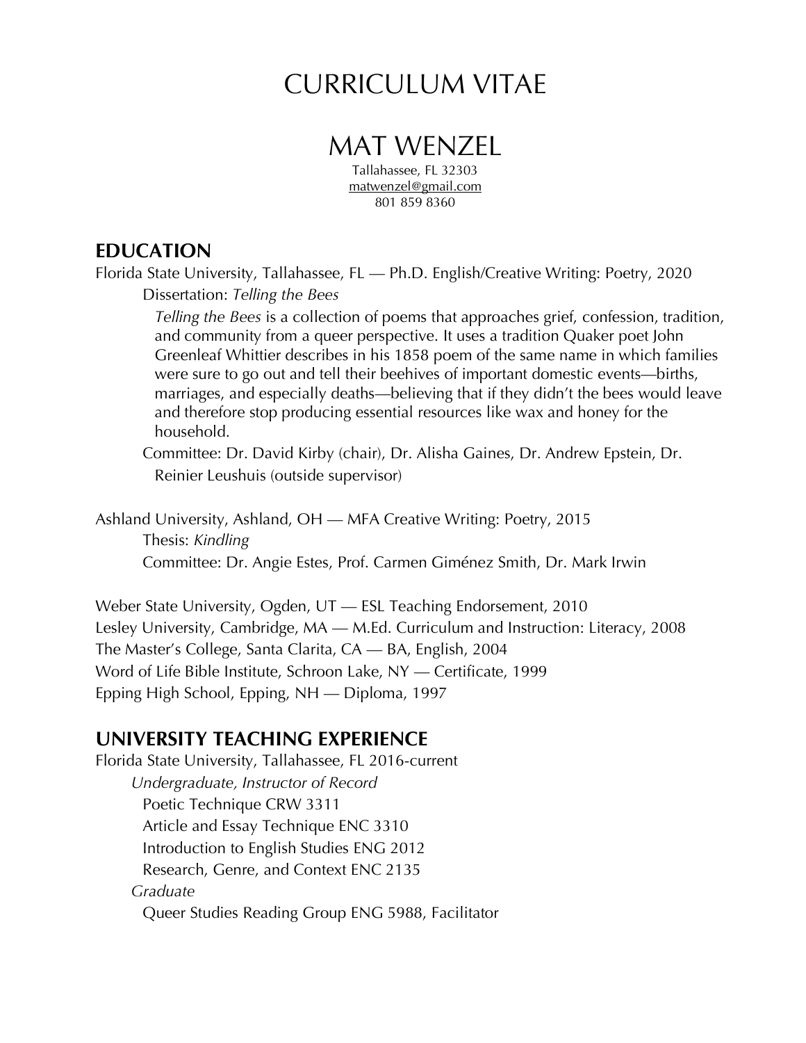# CURRICULUM VITAE

# MAT WENZEL

Tallahassee, FL 32303
matwenzel@gmail.com
801 859 8360

## EDUCATION

Florida State University, Tallahassee, FL — Ph.D. English/Creative Writing: Poetry, 2020

Dissertation: *Telling the Bees*

*Telling the Bees* is a collection of poems that approaches grief, confession, tradition, and community from a queer perspective. It uses a tradition Quaker poet John Greenleaf Whittier describes in his 1858 poem of the same name in which families were sure to go out and tell their beehives of important domestic events—births, marriages, and especially deaths—believing that if they didn't the bees would leave and therefore stop producing essential resources like wax and honey for the household.

Committee: Dr. David Kirby (chair), Dr. Alisha Gaines, Dr. Andrew Epstein, Dr. Reinier Leushuis (outside supervisor)

Ashland University, Ashland, OH — MFA Creative Writing: Poetry, 2015

Thesis: *Kindling*

Committee: Dr. Angie Estes, Prof. Carmen Giménez Smith, Dr. Mark Irwin

Weber State University, Ogden, UT — ESL Teaching Endorsement, 2010
Lesley University, Cambridge, MA — M.Ed. Curriculum and Instruction: Literacy, 2008
The Master's College, Santa Clarita, CA — BA, English, 2004
Word of Life Bible Institute, Schroon Lake, NY — Certificate, 1999
Epping High School, Epping, NH — Diploma, 1997

## UNIVERSITY TEACHING EXPERIENCE

Florida State University, Tallahassee, FL 2016-current

*Undergraduate, Instructor of Record*

Poetic Technique CRW 3311
Article and Essay Technique ENC 3310
Introduction to English Studies ENG 2012
Research, Genre, and Context ENC 2135

*Graduate*

Queer Studies Reading Group ENG 5988, Facilitator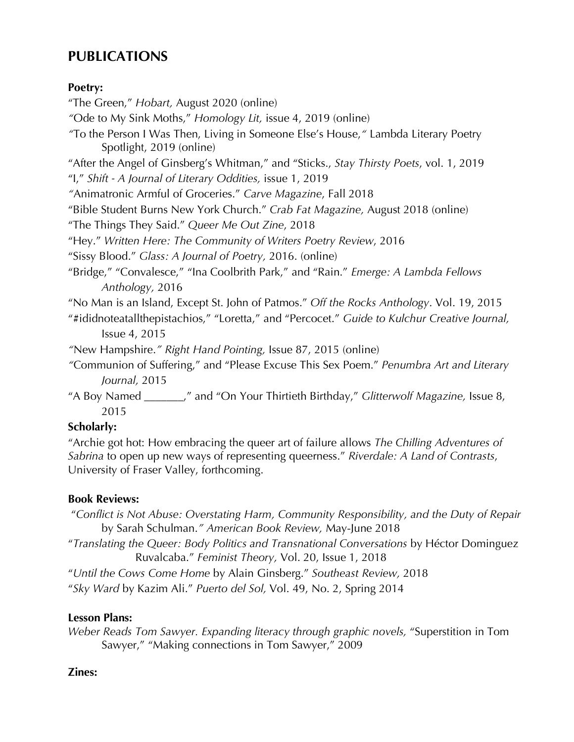## PUBLICATIONS

**Poetry:**

"The Green," *Hobart,* August 2020 (online)

"Ode to My Sink Moths," *Homology Lit,* issue 4, 2019 (online)

"To the Person I Was Then, Living in Someone Else's House," Lambda Literary Poetry Spotlight, 2019 (online)

"After the Angel of Ginsberg's Whitman," and "Sticks., *Stay Thirsty Poets*, vol. 1, 2019

"I," *Shift - A Journal of Literary Oddities,* issue 1, 2019

"Animatronic Armful of Groceries." *Carve Magazine*, Fall 2018

"Bible Student Burns New York Church." *Crab Fat Magazine,* August 2018 (online)

"The Things They Said." *Queer Me Out Zine*, 2018

"Hey." *Written Here: The Community of Writers Poetry Review*, 2016

"Sissy Blood." *Glass: A Journal of Poetry,* 2016. (online)

"Bridge," "Convalesce," "Ina Coolbrith Park," and "Rain." *Emerge: A Lambda Fellows Anthology,* 2016

"No Man is an Island, Except St. John of Patmos." *Off the Rocks Anthology*. Vol. 19, 2015

"#ididnoteatallthepistachios," "Loretta," and "Percocet." *Guide to Kulchur Creative Journal,* Issue 4, 2015

"New Hampshire." *Right Hand Pointing,* Issue 87, 2015 (online)

"Communion of Suffering," and "Please Excuse This Sex Poem." *Penumbra Art and Literary Journal,* 2015

"A Boy Named _______," and "On Your Thirtieth Birthday," *Glitterwolf Magazine,* Issue 8, 2015

**Scholarly:**

"Archie got hot: How embracing the queer art of failure allows *The Chilling Adventures of Sabrina* to open up new ways of representing queerness." *Riverdale: A Land of Contrasts*, University of Fraser Valley, forthcoming.

**Book Reviews:**

"*Conflict is Not Abuse: Overstating Harm, Community Responsibility, and the Duty of Repair* by Sarah Schulman." *American Book Review,* May-June 2018

"*Translating the Queer: Body Politics and Transnational Conversations* by Héctor Dominguez Ruvalcaba." *Feminist Theory,* Vol. 20, Issue 1, 2018

"*Until the Cows Come Home* by Alain Ginsberg." *Southeast Review,* 2018

"*Sky Ward* by Kazim Ali." *Puerto del Sol,* Vol. 49, No. 2, Spring 2014

**Lesson Plans:**

*Weber Reads Tom Sawyer. Expanding literacy through graphic novels,* "Superstition in Tom Sawyer," "Making connections in Tom Sawyer," 2009

**Zines:**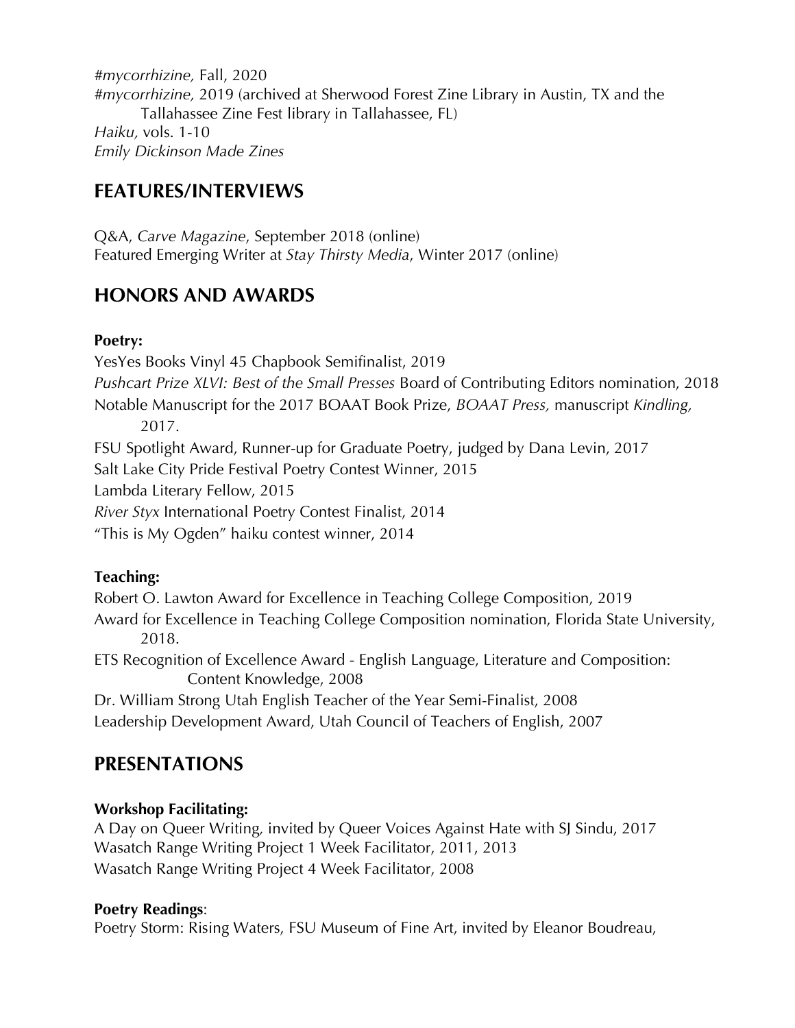*#mycorrhizine,* Fall, 2020
*#mycorrhizine,* 2019 (archived at Sherwood Forest Zine Library in Austin, TX and the Tallahassee Zine Fest library in Tallahassee, FL)
*Haiku,* vols. 1-10
*Emily Dickinson Made Zines*

## FEATURES/INTERVIEWS

Q&A, *Carve Magazine*, September 2018 (online)
Featured Emerging Writer at *Stay Thirsty Media*, Winter 2017 (online)

## HONORS AND AWARDS

**Poetry:**
YesYes Books Vinyl 45 Chapbook Semifinalist, 2019
*Pushcart Prize XLVI: Best of the Small Presses* Board of Contributing Editors nomination, 2018
Notable Manuscript for the 2017 BOAAT Book Prize, *BOAAT Press,* manuscript *Kindling,* 2017.
FSU Spotlight Award, Runner-up for Graduate Poetry, judged by Dana Levin, 2017
Salt Lake City Pride Festival Poetry Contest Winner, 2015
Lambda Literary Fellow, 2015
*River Styx* International Poetry Contest Finalist, 2014
"This is My Ogden" haiku contest winner, 2014

**Teaching:**
Robert O. Lawton Award for Excellence in Teaching College Composition, 2019
Award for Excellence in Teaching College Composition nomination, Florida State University, 2018.
ETS Recognition of Excellence Award - English Language, Literature and Composition: Content Knowledge, 2008
Dr. William Strong Utah English Teacher of the Year Semi-Finalist, 2008
Leadership Development Award, Utah Council of Teachers of English, 2007

## PRESENTATIONS

**Workshop Facilitating:**
A Day on Queer Writing, invited by Queer Voices Against Hate with SJ Sindu, 2017
Wasatch Range Writing Project 1 Week Facilitator, 2011, 2013
Wasatch Range Writing Project 4 Week Facilitator, 2008

**Poetry Readings**:
Poetry Storm: Rising Waters, FSU Museum of Fine Art, invited by Eleanor Boudreau,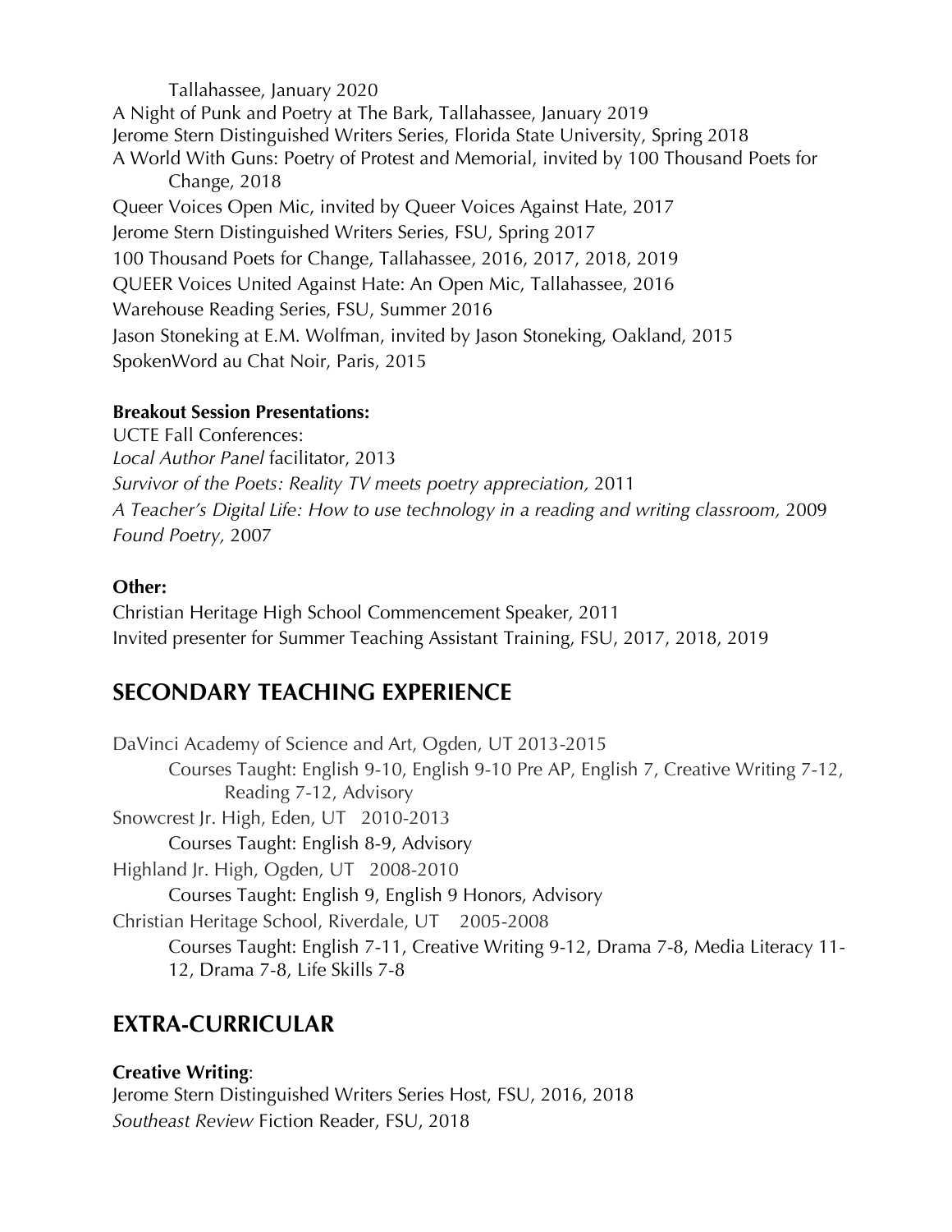Tallahassee, January 2020

A Night of Punk and Poetry at The Bark, Tallahassee, January 2019
Jerome Stern Distinguished Writers Series, Florida State University, Spring 2018
A World With Guns: Poetry of Protest and Memorial, invited by 100 Thousand Poets for Change, 2018
Queer Voices Open Mic, invited by Queer Voices Against Hate, 2017
Jerome Stern Distinguished Writers Series, FSU, Spring 2017
100 Thousand Poets for Change, Tallahassee, 2016, 2017, 2018, 2019
QUEER Voices United Against Hate: An Open Mic, Tallahassee, 2016
Warehouse Reading Series, FSU, Summer 2016
Jason Stoneking at E.M. Wolfman, invited by Jason Stoneking, Oakland, 2015
SpokenWord au Chat Noir, Paris, 2015

**Breakout Session Presentations:**

UCTE Fall Conferences:
*Local Author Panel* facilitator, 2013
*Survivor of the Poets: Reality TV meets poetry appreciation,* 2011
*A Teacher's Digital Life: How to use technology in a reading and writing classroom,* 2009
*Found Poetry,* 2007

**Other:**

Christian Heritage High School Commencement Speaker, 2011
Invited presenter for Summer Teaching Assistant Training, FSU, 2017, 2018, 2019

## SECONDARY TEACHING EXPERIENCE

DaVinci Academy of Science and Art, Ogden, UT 2013-2015
Courses Taught: English 9-10, English 9-10 Pre AP, English 7, Creative Writing 7-12, Reading 7-12, Advisory

Snowcrest Jr. High, Eden, UT 2010-2013
Courses Taught: English 8-9, Advisory

Highland Jr. High, Ogden, UT 2008-2010
Courses Taught: English 9, English 9 Honors, Advisory

Christian Heritage School, Riverdale, UT 2005-2008
Courses Taught: English 7-11, Creative Writing 9-12, Drama 7-8, Media Literacy 11-12, Drama 7-8, Life Skills 7-8

## EXTRA-CURRICULAR

**Creative Writing**:

Jerome Stern Distinguished Writers Series Host, FSU, 2016, 2018
*Southeast Review* Fiction Reader, FSU, 2018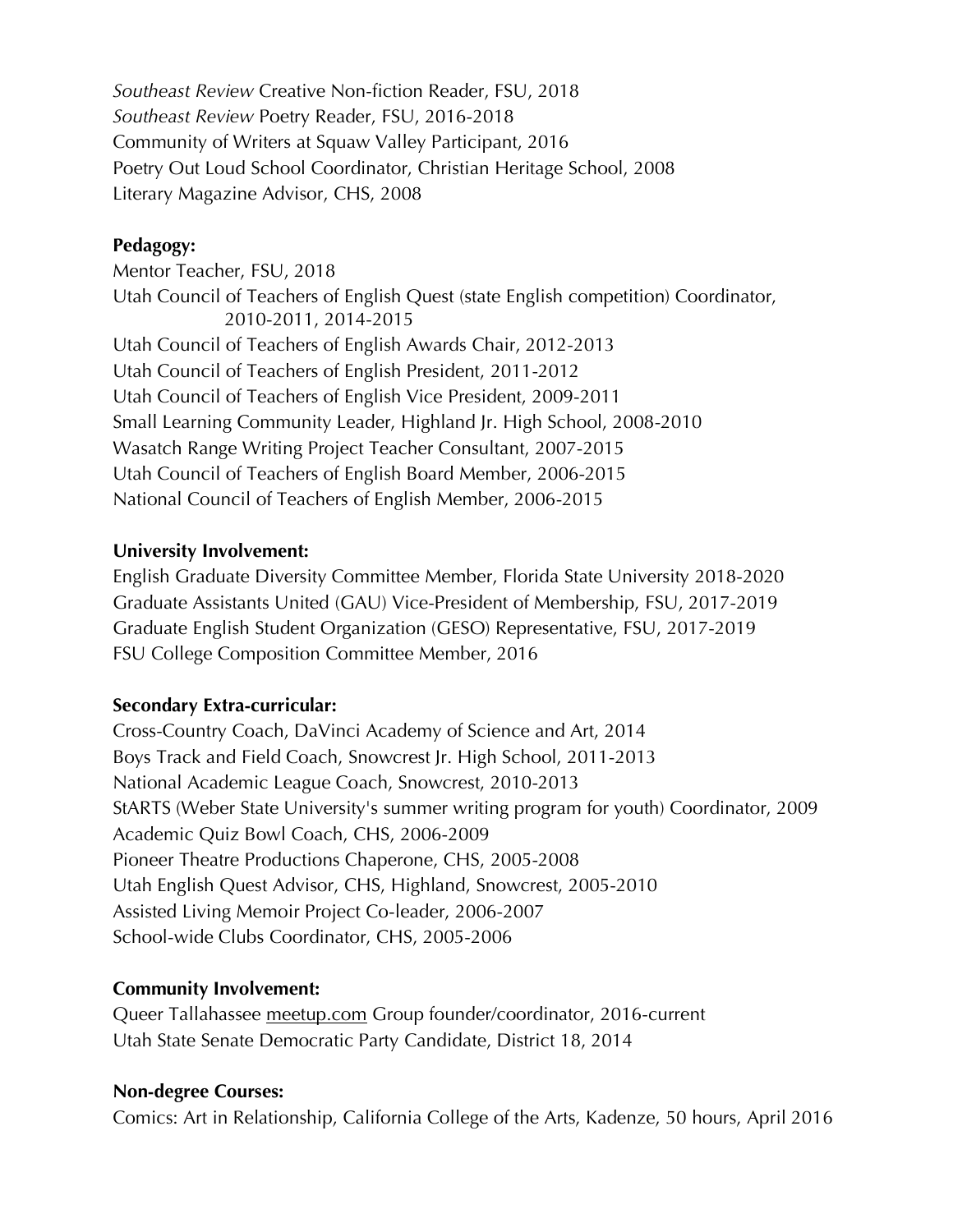*Southeast Review* Creative Non-fiction Reader, FSU, 2018
*Southeast Review* Poetry Reader, FSU, 2016-2018
Community of Writers at Squaw Valley Participant, 2016
Poetry Out Loud School Coordinator, Christian Heritage School, 2008
Literary Magazine Advisor, CHS, 2008

**Pedagogy:**

Mentor Teacher, FSU, 2018
Utah Council of Teachers of English Quest (state English competition) Coordinator, 2010-2011, 2014-2015
Utah Council of Teachers of English Awards Chair, 2012-2013
Utah Council of Teachers of English President, 2011-2012
Utah Council of Teachers of English Vice President, 2009-2011
Small Learning Community Leader, Highland Jr. High School, 2008-2010
Wasatch Range Writing Project Teacher Consultant, 2007-2015
Utah Council of Teachers of English Board Member, 2006-2015
National Council of Teachers of English Member, 2006-2015

**University Involvement:**

English Graduate Diversity Committee Member, Florida State University 2018-2020
Graduate Assistants United (GAU) Vice-President of Membership, FSU, 2017-2019
Graduate English Student Organization (GESO) Representative, FSU, 2017-2019
FSU College Composition Committee Member, 2016

**Secondary Extra-curricular:**

Cross-Country Coach, DaVinci Academy of Science and Art, 2014
Boys Track and Field Coach, Snowcrest Jr. High School, 2011-2013
National Academic League Coach, Snowcrest, 2010-2013
StARTS (Weber State University's summer writing program for youth) Coordinator, 2009
Academic Quiz Bowl Coach, CHS, 2006-2009
Pioneer Theatre Productions Chaperone, CHS, 2005-2008
Utah English Quest Advisor, CHS, Highland, Snowcrest, 2005-2010
Assisted Living Memoir Project Co-leader, 2006-2007
School-wide Clubs Coordinator, CHS, 2005-2006

**Community Involvement:**

Queer Tallahassee meetup.com Group founder/coordinator, 2016-current
Utah State Senate Democratic Party Candidate, District 18, 2014

**Non-degree Courses:**

Comics: Art in Relationship, California College of the Arts, Kadenze, 50 hours, April 2016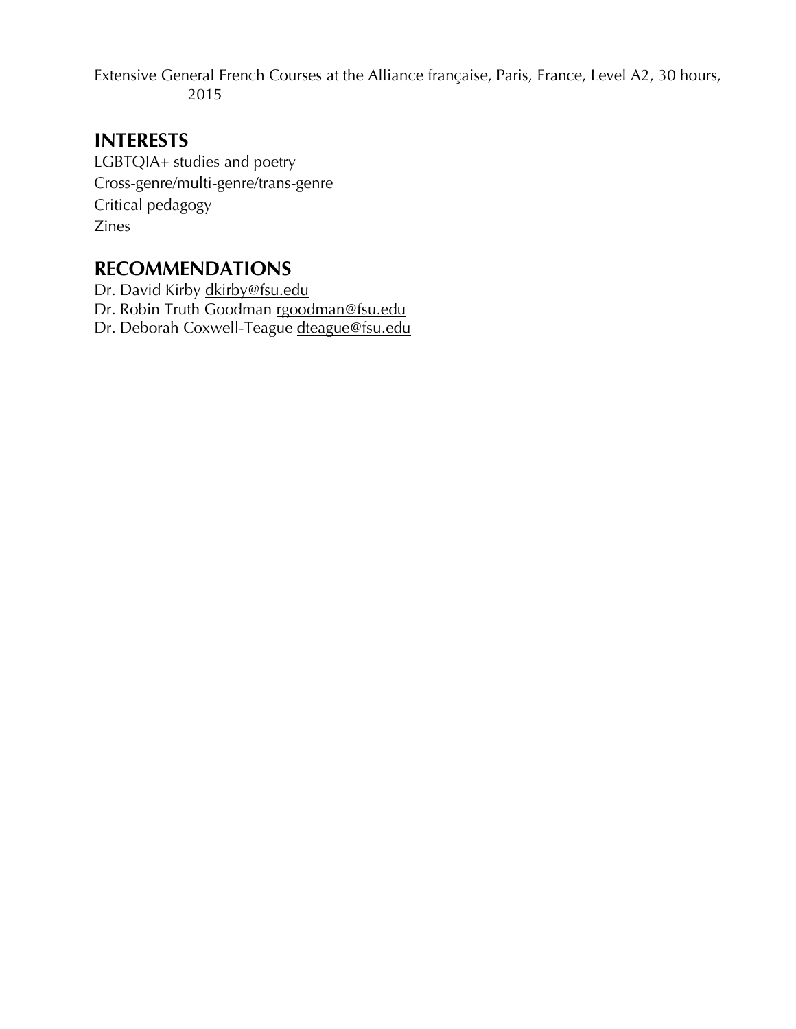Extensive General French Courses at the Alliance française, Paris, France, Level A2, 30 hours, 2015

## INTERESTS

LGBTQIA+ studies and poetry
Cross-genre/multi-genre/trans-genre
Critical pedagogy
Zines

## RECOMMENDATIONS

Dr. David Kirby dkirby@fsu.edu
Dr. Robin Truth Goodman rgoodman@fsu.edu
Dr. Deborah Coxwell-Teague dteague@fsu.edu